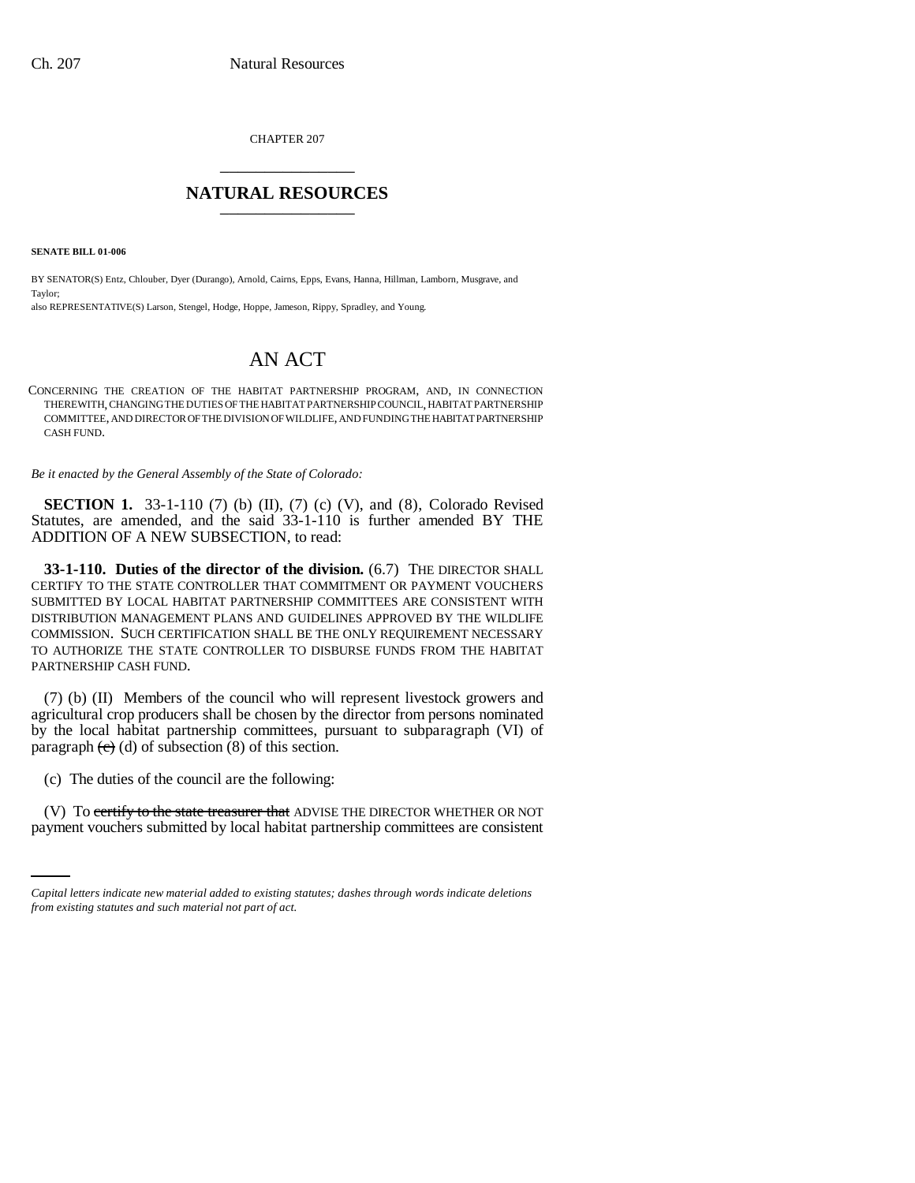CHAPTER 207

# NATURAL RESOURCES

**SENATE BILL 01-006**

BY SENATOR(S) Entz, Chlouber, Dyer (Durango), Arnold, Cairns, Epps, Evans, Hanna, Hillman, Lamborn, Musgrave, and Taylor;

also REPRESENTATIVE(S) Larson, Stengel, Hodge, Hoppe, Jameson, Rippy, Spradley, and Young.

## AN ACT

CONCERNING THE CREATION OF THE HABITAT PARTNERSHIP PROGRAM, AND, IN CONNECTION THEREWITH, CHANGING THE DUTIES OF THE HABITAT PARTNERSHIP COUNCIL, HABITAT PARTNERSHIP COMMITTEE, AND DIRECTOR OF THE DIVISION OF WILDLIFE, AND FUNDING THE HABITAT PARTNERSHIP CASH FUND.

*Be it enacted by the General Assembly of the State of Colorado:*

**SECTION 1.** 33-1-110 (7) (b) (II), (7) (c) (V), and (8), Colorado Revised Statutes, are amended, and the said 33-1-110 is further amended BY THE ADDITION OF A NEW SUBSECTION, to read:

**33-1-110. Duties of the director of the division.** (6.7) THE DIRECTOR SHALL CERTIFY TO THE STATE CONTROLLER THAT COMMITMENT OR PAYMENT VOUCHERS SUBMITTED BY LOCAL HABITAT PARTNERSHIP COMMITTEES ARE CONSISTENT WITH DISTRIBUTION MANAGEMENT PLANS AND GUIDELINES APPROVED BY THE WILDLIFE COMMISSION. SUCH CERTIFICATION SHALL BE THE ONLY REQUIREMENT NECESSARY TO AUTHORIZE THE STATE CONTROLLER TO DISBURSE FUNDS FROM THE HABITAT PARTNERSHIP CASH FUND.

(7) (b) (II) Members of the council who will represent livestock growers and agricultural crop producers shall be chosen by the director from persons nominated by the local habitat partnership committees, pursuant to subparagraph (VI) of paragraph ~~(c)~~ (d) of subsection (8) of this section.

(c) The duties of the council are the following:

(V) To ~~certify to the state treasurer that~~ ADVISE THE DIRECTOR WHETHER OR NOT payment vouchers submitted by local habitat partnership committees are consistent

*Capital letters indicate new material added to existing statutes; dashes through words indicate deletions from existing statutes and such material not part of act.*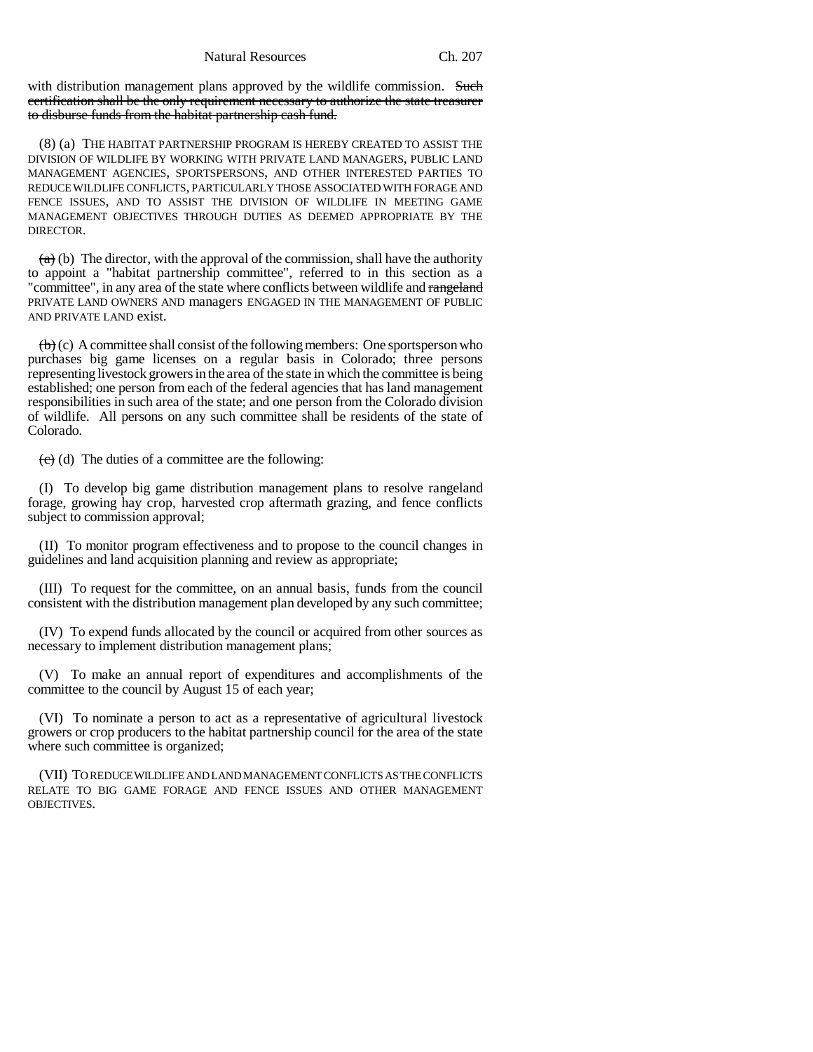with distribution management plans approved by the wildlife commission. ~~Such certification shall be the only requirement necessary to authorize the state treasurer to disburse funds from the habitat partnership cash fund.~~

(8) (a) THE HABITAT PARTNERSHIP PROGRAM IS HEREBY CREATED TO ASSIST THE DIVISION OF WILDLIFE BY WORKING WITH PRIVATE LAND MANAGERS, PUBLIC LAND MANAGEMENT AGENCIES, SPORTSPERSONS, AND OTHER INTERESTED PARTIES TO REDUCE WILDLIFE CONFLICTS, PARTICULARLY THOSE ASSOCIATED WITH FORAGE AND FENCE ISSUES, AND TO ASSIST THE DIVISION OF WILDLIFE IN MEETING GAME MANAGEMENT OBJECTIVES THROUGH DUTIES AS DEEMED APPROPRIATE BY THE DIRECTOR.

~~(a)~~ (b) The director, with the approval of the commission, shall have the authority to appoint a "habitat partnership committee", referred to in this section as a "committee", in any area of the state where conflicts between wildlife and ~~rangeland~~ PRIVATE LAND OWNERS AND managers ENGAGED IN THE MANAGEMENT OF PUBLIC AND PRIVATE LAND exist.

~~(b)~~ (c) A committee shall consist of the following members: One sportsperson who purchases big game licenses on a regular basis in Colorado; three persons representing livestock growers in the area of the state in which the committee is being established; one person from each of the federal agencies that has land management responsibilities in such area of the state; and one person from the Colorado division of wildlife. All persons on any such committee shall be residents of the state of Colorado.

~~(c)~~ (d) The duties of a committee are the following:

(I) To develop big game distribution management plans to resolve rangeland forage, growing hay crop, harvested crop aftermath grazing, and fence conflicts subject to commission approval;

(II) To monitor program effectiveness and to propose to the council changes in guidelines and land acquisition planning and review as appropriate;

(III) To request for the committee, on an annual basis, funds from the council consistent with the distribution management plan developed by any such committee;

(IV) To expend funds allocated by the council or acquired from other sources as necessary to implement distribution management plans;

(V) To make an annual report of expenditures and accomplishments of the committee to the council by August 15 of each year;

(VI) To nominate a person to act as a representative of agricultural livestock growers or crop producers to the habitat partnership council for the area of the state where such committee is organized;

(VII) TO REDUCE WILDLIFE AND LAND MANAGEMENT CONFLICTS AS THE CONFLICTS RELATE TO BIG GAME FORAGE AND FENCE ISSUES AND OTHER MANAGEMENT OBJECTIVES.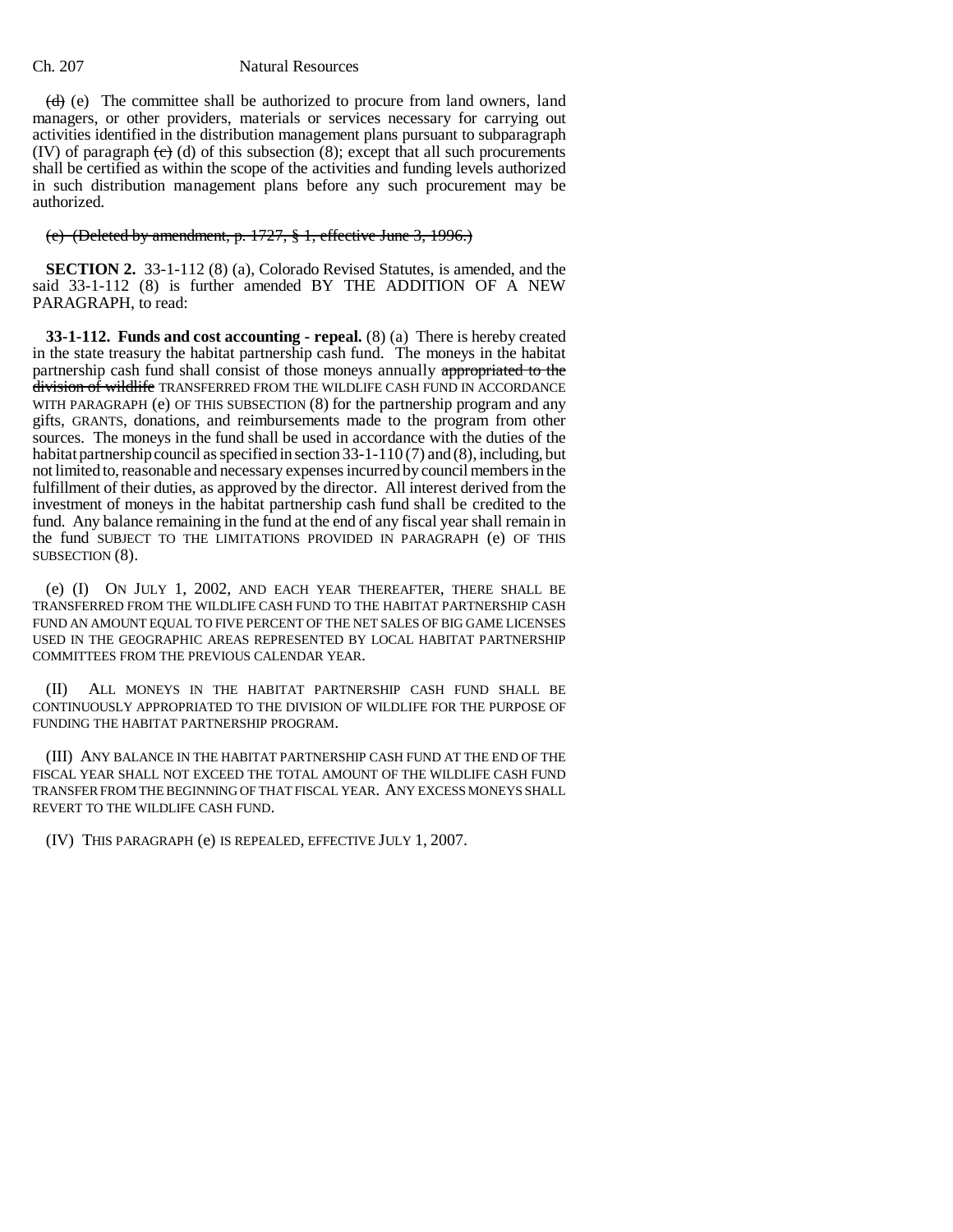~~(d)~~ (e) The committee shall be authorized to procure from land owners, land managers, or other providers, materials or services necessary for carrying out activities identified in the distribution management plans pursuant to subparagraph (IV) of paragraph ~~(c)~~ (d) of this subsection (8); except that all such procurements shall be certified as within the scope of the activities and funding levels authorized in such distribution management plans before any such procurement may be authorized.

~~(e) (Deleted by amendment, p. 1727, § 1, effective June 3, 1996.)~~

**SECTION 2.** 33-1-112 (8) (a), Colorado Revised Statutes, is amended, and the said 33-1-112 (8) is further amended BY THE ADDITION OF A NEW PARAGRAPH, to read:

**33-1-112. Funds and cost accounting - repeal.** (8) (a) There is hereby created in the state treasury the habitat partnership cash fund. The moneys in the habitat partnership cash fund shall consist of those moneys annually ~~appropriated to the division of wildlife~~ TRANSFERRED FROM THE WILDLIFE CASH FUND IN ACCORDANCE WITH PARAGRAPH (e) OF THIS SUBSECTION (8) for the partnership program and any gifts, GRANTS, donations, and reimbursements made to the program from other sources. The moneys in the fund shall be used in accordance with the duties of the habitat partnership council as specified in section 33-1-110 (7) and (8), including, but not limited to, reasonable and necessary expenses incurred by council members in the fulfillment of their duties, as approved by the director. All interest derived from the investment of moneys in the habitat partnership cash fund shall be credited to the fund. Any balance remaining in the fund at the end of any fiscal year shall remain in the fund SUBJECT TO THE LIMITATIONS PROVIDED IN PARAGRAPH (e) OF THIS SUBSECTION (8).

(e) (I) ON JULY 1, 2002, AND EACH YEAR THEREAFTER, THERE SHALL BE TRANSFERRED FROM THE WILDLIFE CASH FUND TO THE HABITAT PARTNERSHIP CASH FUND AN AMOUNT EQUAL TO FIVE PERCENT OF THE NET SALES OF BIG GAME LICENSES USED IN THE GEOGRAPHIC AREAS REPRESENTED BY LOCAL HABITAT PARTNERSHIP COMMITTEES FROM THE PREVIOUS CALENDAR YEAR.

(II) ALL MONEYS IN THE HABITAT PARTNERSHIP CASH FUND SHALL BE CONTINUOUSLY APPROPRIATED TO THE DIVISION OF WILDLIFE FOR THE PURPOSE OF FUNDING THE HABITAT PARTNERSHIP PROGRAM.

(III) ANY BALANCE IN THE HABITAT PARTNERSHIP CASH FUND AT THE END OF THE FISCAL YEAR SHALL NOT EXCEED THE TOTAL AMOUNT OF THE WILDLIFE CASH FUND TRANSFER FROM THE BEGINNING OF THAT FISCAL YEAR. ANY EXCESS MONEYS SHALL REVERT TO THE WILDLIFE CASH FUND.

(IV) THIS PARAGRAPH (e) IS REPEALED, EFFECTIVE JULY 1, 2007.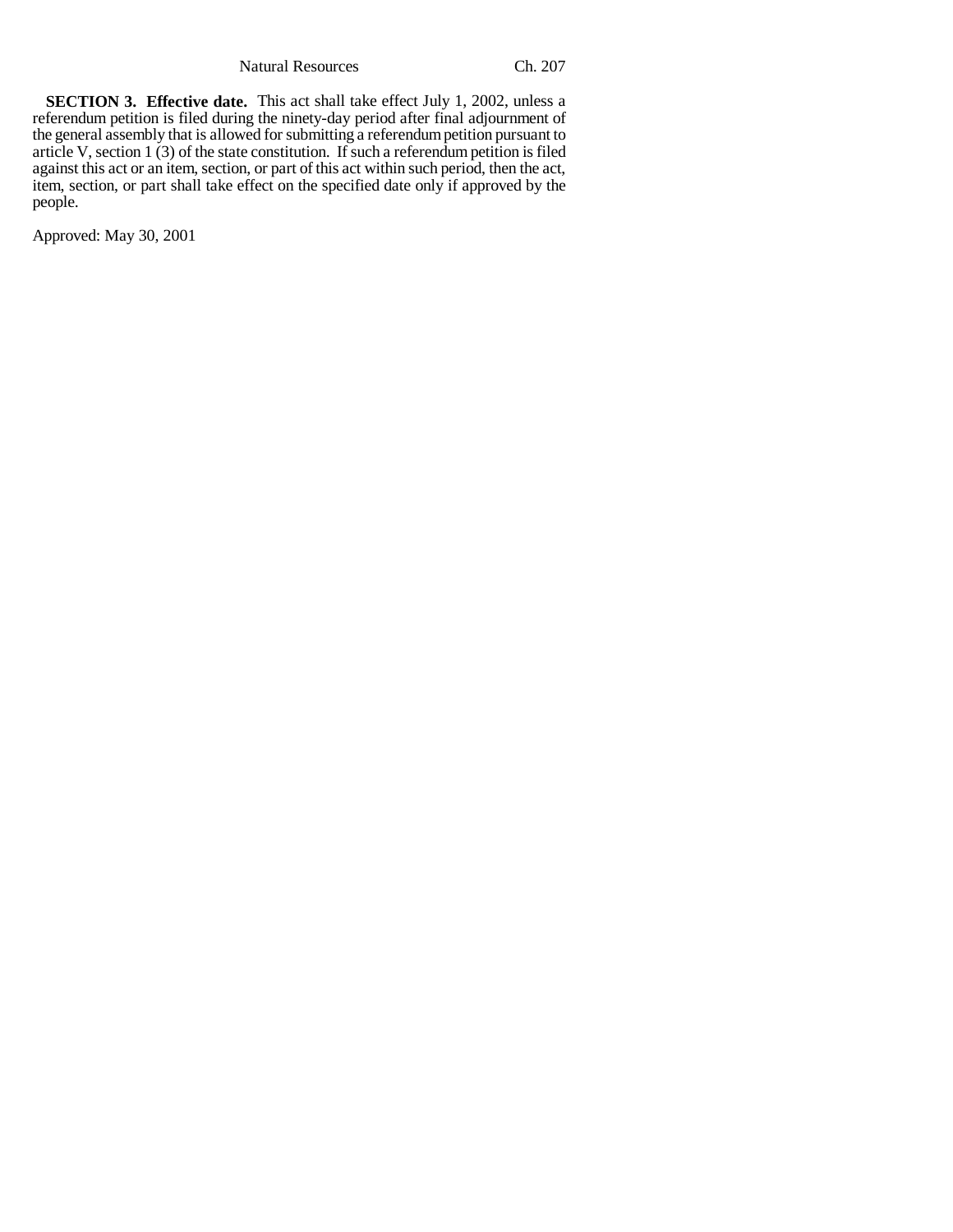**SECTION 3. Effective date.** This act shall take effect July 1, 2002, unless a referendum petition is filed during the ninety-day period after final adjournment of the general assembly that is allowed for submitting a referendum petition pursuant to article V, section 1 (3) of the state constitution. If such a referendum petition is filed against this act or an item, section, or part of this act within such period, then the act, item, section, or part shall take effect on the specified date only if approved by the people.

Approved: May 30, 2001